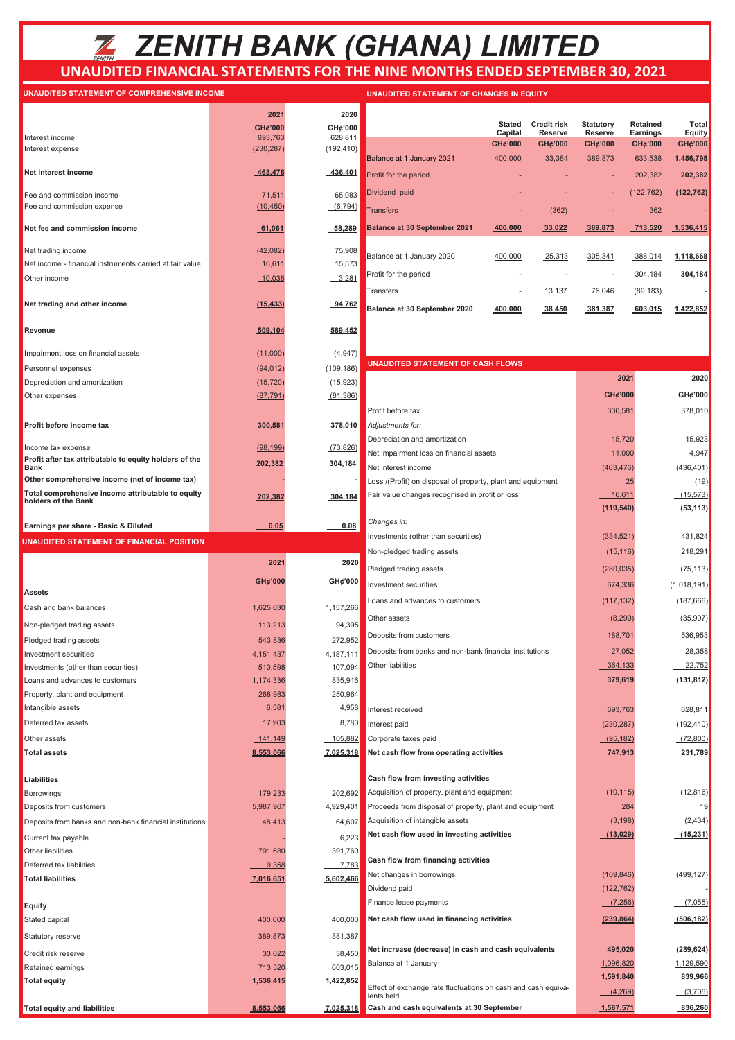# ZENITH BANK (GHANA) LIMITED

## UNAUDITED FINANCIAL STATEMENTS FOR THE NINE MONTHS ENDED SEPTEMBER 30, 2021

### UNAUDITED STATEMENT OF COMPREHENSIVE INCOME

| | 2021 | 2020 |
|---|---|---|
| | GH¢'000 | GH¢'000 |
| Interest income | 693,763 | 628,811 |
| Interest expense | (230,287) | (192,410) |
| **Net interest income** | **463,476** | **436,401** |
| Fee and commission income | 71,511 | 65,083 |
| Fee and commission expense | (10,450) | (6,794) |
| **Net fee and commission income** | **61,061** | **58,289** |
| Net trading income | (42,082) | 75,908 |
| Net income - financial instruments carried at fair value | 16,611 | 15,573 |
| Other income | 10,038 | 3,281 |
| **Net trading and other income** | **(15,433)** | **94,762** |
| **Revenue** | **509,104** | **589,452** |
| Impairment loss on financial assets | (11,000) | (4,947) |
| Personnel expenses | (94,012) | (109,186) |
| Depreciation and amortization | (15,720) | (15,923) |
| Other expenses | (87,791) | (81,386) |
| **Profit before income tax** | **300,581** | **378,010** |
| Income tax expense | (98,199) | (73,826) |
| **Profit after tax attributable to equity holders of the Bank** | **202,382** | **304,184** |
| **Other comprehensive income (net of income tax)** | - | - |
| **Total comprehensive income attributable to equity holders of the Bank** | **202,382** | **304,184** |
| **Earnings per share - Basic & Diluted** | **0.05** | **0.08** |

### UNAUDITED STATEMENT OF FINANCIAL POSITION

| | 2021 | 2020 |
|---|---|---|
| | GH¢'000 | GH¢'000 |
| **Assets** | | |
| Cash and bank balances | 1,625,030 | 1,157,266 |
| Non-pledged trading assets | 113,213 | 94,395 |
| Pledged trading assets | 543,836 | 272,952 |
| Investment securities | 4,151,437 | 4,187,111 |
| Investments (other than securities) | 510,598 | 107,094 |
| Loans and advances to customers | 1,174,336 | 835,916 |
| Property, plant and equipment | 268,983 | 250,964 |
| Intangible assets | 6,581 | 4,958 |
| Deferred tax assets | 17,903 | 8,780 |
| Other assets | 141,149 | 105,882 |
| **Total assets** | **8,553,066** | **7,025,318** |
| **Liabilities** | | |
| Borrowings | 179,233 | 202,692 |
| Deposits from customers | 5,987,967 | 4,929,401 |
| Deposits from banks and non-bank financial institutions | 48,413 | 64,607 |
| Current tax payable | - | 6,223 |
| Other liabilities | 791,680 | 391,760 |
| Deferred tax liabilities | 9,358 | 7,783 |
| **Total liabilities** | **7,016,651** | **5,602,466** |
| **Equity** | | |
| Stated capital | 400,000 | 400,000 |
| Statutory reserve | 389,873 | 381,387 |
| Credit risk reserve | 33,022 | 38,450 |
| Retained earnings | 713,520 | 603,015 |
| **Total equity** | **1,536,415** | **1,422,852** |
| **Total equity and liabilities** | **8,553,066** | **7,025,318** |

### UNAUDITED STATEMENT OF CHANGES IN EQUITY

| | Stated Capital | Credit risk Reserve | Statutory Reserve | Retained Earnings | Total Equity |
|---|---|---|---|---|---|
| | GH¢'000 | GH¢'000 | GH¢'000 | GH¢'000 | GH¢'000 |
| Balance at 1 January 2021 | 400,000 | 33,384 | 389,873 | 633,538 | **1,456,795** |
| Profit for the period | - | - | - | 202,382 | **202,382** |
| Dividend paid | - | - | - | (122,762) | **(122,762)** |
| Transfers | - | (362) | - | 362 | - |
| **Balance at 30 September 2021** | **400,000** | **33,022** | **389,873** | **713,520** | **1,536,415** |
| Balance at 1 January 2020 | 400,000 | 25,313 | 305,341 | 388,014 | **1,118,668** |
| Profit for the period | - | - | - | 304,184 | **304,184** |
| Transfers | - | 13,137 | 76,046 | (89,183) | - |
| **Balance at 30 September 2020** | **400,000** | **38,450** | **381,387** | **603,015** | **1,422,852** |

### UNAUDITED STATEMENT OF CASH FLOWS

| | 2021 | 2020 |
|---|---|---|
| | GH¢'000 | GH¢'000 |
| Profit before tax | 300,581 | 378,010 |
| *Adjustments for:* | | |
| Depreciation and amortization | 15,720 | 15,923 |
| Net impairment loss on financial assets | 11,000 | 4,947 |
| Net interest income | (463,476) | (436,401) |
| Loss /(Profit) on disposal of property, plant and equipment | 25 | (19) |
| Fair value changes recognised in profit or loss | 16,611 | (15,573) |
| | **(119,540)** | **(53,113)** |
| *Changes in:* | | |
| Investments (other than securities) | (334,521) | 431,824 |
| Non-pledged trading assets | (15,116) | 218,291 |
| Pledged trading assets | (280,035) | (75,113) |
| Investment securities | 674,336 | (1,018,191) |
| Loans and advances to customers | (117,132) | (187,666) |
| Other assets | (8,290) | (35,907) |
| Deposits from customers | 188,701 | 536,953 |
| Deposits from banks and non-bank financial institutions | 27,052 | 28,358 |
| Other liabilities | 364,133 | 22,752 |
| | **379,619** | **(131,812)** |
| Interest received | 693,763 | 628,811 |
| Interest paid | (230,287) | (192,410) |
| Corporate taxes paid | (95,182) | (72,800) |
| **Net cash flow from operating activities** | **747,913** | **231,789** |
| **Cash flow from investing activities** | | |
| Acquisition of property, plant and equipment | (10,115) | (12,816) |
| Proceeds from disposal of property, plant and equipment | 284 | 19 |
| Acquisition of intangible assets | (3,198) | (2,434) |
| **Net cash flow used in investing activities** | **(13,029)** | **(15,231)** |
| **Cash flow from financing activities** | | |
| Net changes in borrowings | (109,846) | (499,127) |
| Dividend paid | (122,762) | - |
| Finance lease payments | (7,256) | (7,055) |
| **Net cash flow used in financing activities** | **(239,864)** | **(506,182)** |
| **Net increase (decrease) in cash and cash equivalents** | **495,020** | **(289,624)** |
| Balance at 1 January | 1,096,820 | 1,129,590 |
| | **1,591,840** | **839,966** |
| Effect of exchange rate fluctuations on cash and cash equivalents held | (4,269) | (3,706) |
| **Cash and cash equivalents at 30 September** | **1,587,571** | **836,260** |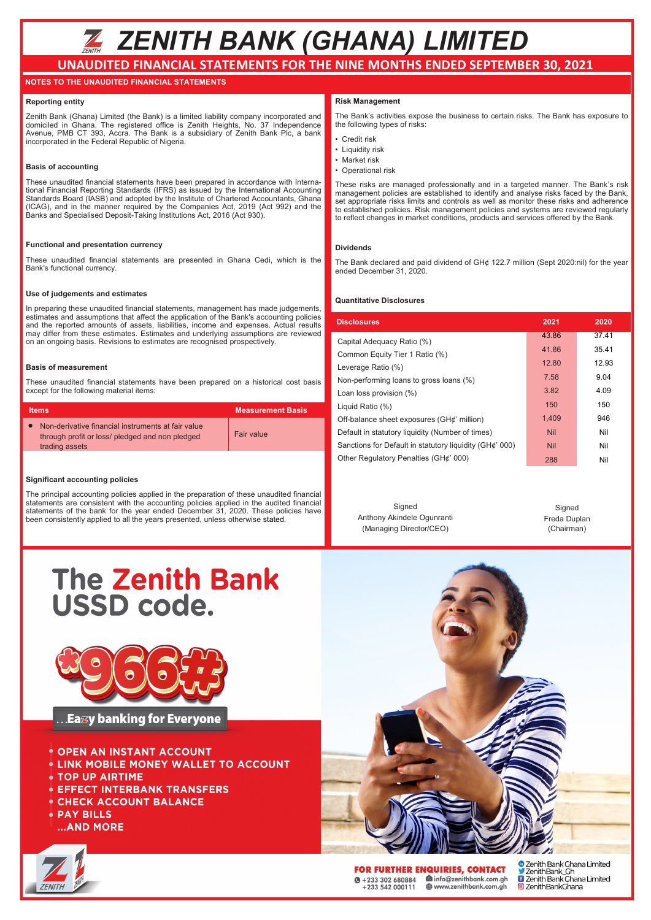# ZENITH BANK (GHANA) LIMITED

## UNAUDITED FINANCIAL STATEMENTS FOR THE NINE MONTHS ENDED SEPTEMBER 30, 2021

### NOTES TO THE UNAUDITED FINANCIAL STATEMENTS

**Reporting entity**

Zenith Bank (Ghana) Limited (the Bank) is a limited liability company incorporated and domiciled in Ghana. The registered office is Zenith Heights, No. 37 Independence Avenue, PMB CT 393, Accra. The Bank is a subsidiary of Zenith Bank Plc, a bank incorporated in the Federal Republic of Nigeria.

**Basis of accounting**

These unaudited financial statements have been prepared in accordance with International Financial Reporting Standards (IFRS) as issued by the International Accounting Standards Board (IASB) and adopted by the Institute of Chartered Accountants, Ghana (ICAG), and in the manner required by the Companies Act, 2019 (Act 992) and the Banks and Specialised Deposit-Taking Institutions Act, 2016 (Act 930).

**Functional and presentation currency**

These unaudited financial statements are presented in Ghana Cedi, which is the Bank's functional currency.

**Use of judgements and estimates**

In preparing these unaudited financial statements, management has made judgements, estimates and assumptions that affect the application of the Bank's accounting policies and the reported amounts of assets, liabilities, income and expenses. Actual results may differ from these estimates. Estimates and underlying assumptions are reviewed on an ongoing basis. Revisions to estimates are recognised prospectively.

**Basis of measurement**

These unaudited financial statements have been prepared on a historical cost basis except for the following material items:

| Items | Measurement Basis |
|---|---|
| • Non-derivative financial instruments at fair value through profit or loss/ pledged and non pledged trading assets | Fair value |

**Significant accounting policies**

The principal accounting policies applied in the preparation of these unaudited financial statements are consistent with the accounting policies applied in the audited financial statements of the bank for the year ended December 31, 2020. These policies have been consistently applied to all the years presented, unless otherwise stated.

**Risk Management**

The Bank's activities expose the business to certain risks. The Bank has exposure to the following types of risks:

- Credit risk
- Liquidity risk
- Market risk
- Operational risk

These risks are managed professionally and in a targeted manner. The Bank's risk management policies are established to identify and analyse risks faced by the Bank, set appropriate risks limits and controls as well as monitor these risks and adherence to established policies. Risk management policies and systems are reviewed regularly to reflect changes in market conditions, products and services offered by the Bank.

**Dividends**

The Bank declared and paid dividend of GH¢ 122.7 million (Sept 2020:nil) for the year ended December 31, 2020.

**Quantitative Disclosures**

| Disclosures | 2021 | 2020 |
|---|---|---|
| Capital Adequacy Ratio (%) | 43.86 | 37.41 |
| Common Equity Tier 1 Ratio (%) | 41.86 | 35.41 |
| Leverage Ratio (%) | 12.80 | 12.93 |
| Non-performing loans to gross loans (%) | 7.58 | 9.04 |
| Loan loss provision (%) | 3.82 | 4.09 |
| Liquid Ratio (%) | 150 | 150 |
| Off-balance sheet exposures (GH¢' million) | 1,409 | 946 |
| Default in statutory liquidity (Number of times) | Nil | Nil |
| Sanctions for Default in statutory liquidity (GH¢' 000) | Nil | Nil |
| Other Regulatory Penalties (GH¢' 000) | 288 | Nil |

Signed
Anthony Akindele Ogunranti
(Managing Director/CEO)

Signed
Freda Duplan
(Chairman)

# The Zenith Bank USSD code.

*966#

...Eazy banking for Everyone

- OPEN AN INSTANT ACCOUNT
- LINK MOBILE MONEY WALLET TO ACCOUNT
- TOP UP AIRTIME
- EFFECT INTERBANK TRANSFERS
- CHECK ACCOUNT BALANCE
- PAY BILLS
- ...AND MORE

**FOR FURTHER ENQUIRIES, CONTACT**
+233 302 680884
+233 542 000111
info@zenithbank.com.gh
www.zenithbank.com.gh
Zenith Bank Ghana Limited
ZenithBank_Gh
Zenith Bank Ghana Limited
ZenithBankGhana